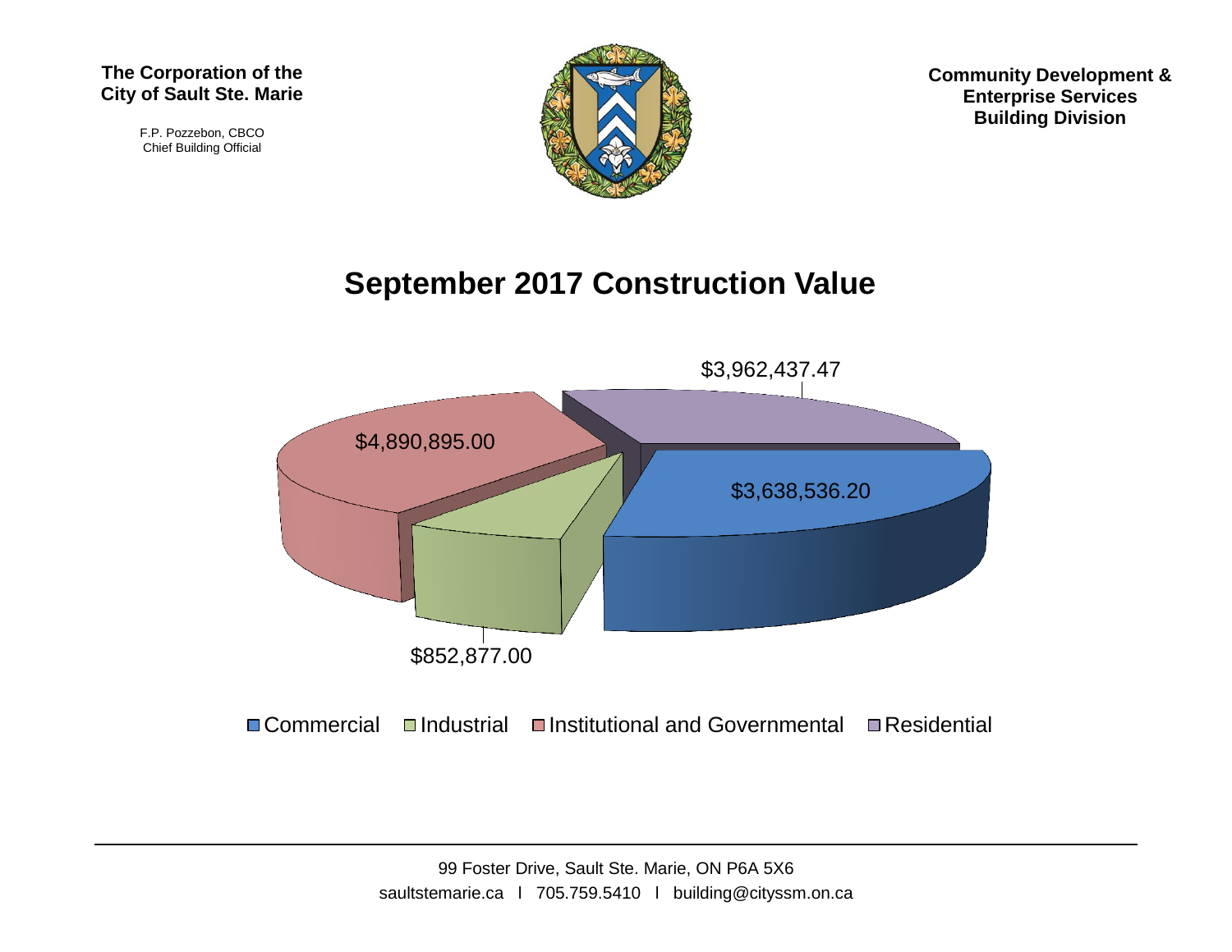**The Corporation of the City of Sault Ste. Marie**

F.P. Pozzebon, CBCO
Chief Building Official

**Community Development & Enterprise Services Building Division**

# September 2017 Construction Value

$3,962,437.47

$4,890,895.00

$3,638,536.20

$852,877.00

Commercial | Industrial | Institutional and Governmental | Residential

99 Foster Drive, Sault Ste. Marie, ON P6A 5X6
saultstemarie.ca l 705.759.5410 l building@cityssm.on.ca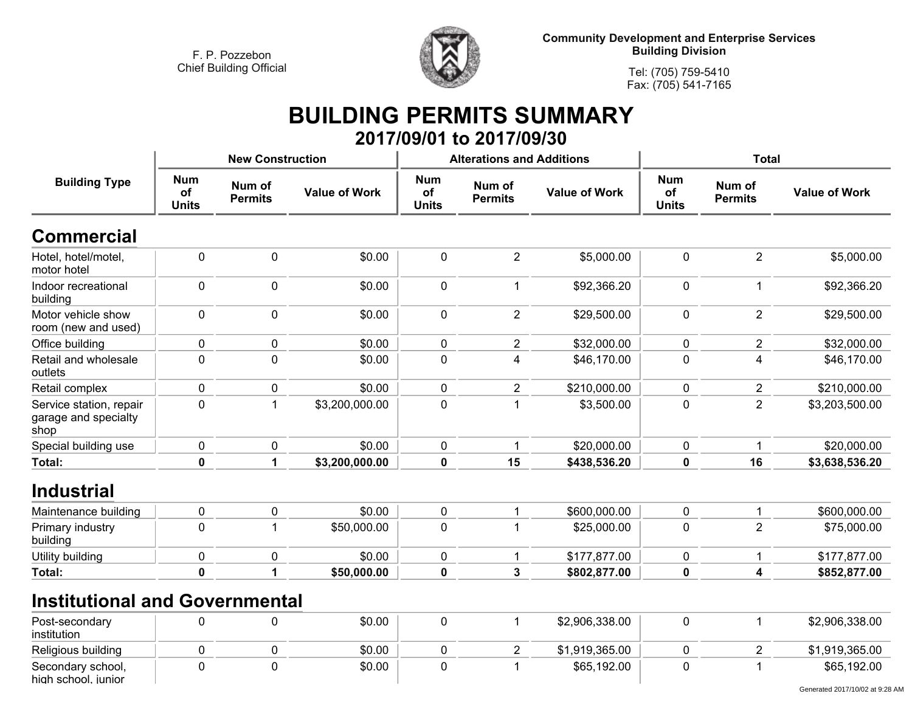F. P. Pozzebon
Chief Building Official

**Community Development and Enterprise Services**
**Building Division**

Tel: (705) 759-5410
Fax: (705) 541-7165

# BUILDING PERMITS SUMMARY

## 2017/09/01 to 2017/09/30

| Building Type | New Construction | | | Alterations and Additions | | | Total | | |
|---|---|---|---|---|---|---|---|---|---|
| | Num of Units | Num of Permits | Value of Work | Num of Units | Num of Permits | Value of Work | Num of Units | Num of Permits | Value of Work |
| **Commercial** | | | | | | | | | |
| Hotel, hotel/motel, motor hotel | 0 | 0 | $0.00 | 0 | 2 | $5,000.00 | 0 | 2 | $5,000.00 |
| Indoor recreational building | 0 | 0 | $0.00 | 0 | 1 | $92,366.20 | 0 | 1 | $92,366.20 |
| Motor vehicle show room (new and used) | 0 | 0 | $0.00 | 0 | 2 | $29,500.00 | 0 | 2 | $29,500.00 |
| Office building | 0 | 0 | $0.00 | 0 | 2 | $32,000.00 | 0 | 2 | $32,000.00 |
| Retail and wholesale outlets | 0 | 0 | $0.00 | 0 | 4 | $46,170.00 | 0 | 4 | $46,170.00 |
| Retail complex | 0 | 0 | $0.00 | 0 | 2 | $210,000.00 | 0 | 2 | $210,000.00 |
| Service station, repair garage and specialty shop | 0 | 1 | $3,200,000.00 | 0 | 1 | $3,500.00 | 0 | 2 | $3,203,500.00 |
| Special building use | 0 | 0 | $0.00 | 0 | 1 | $20,000.00 | 0 | 1 | $20,000.00 |
| **Total:** | **0** | **1** | **$3,200,000.00** | **0** | **15** | **$438,536.20** | **0** | **16** | **$3,638,536.20** |
| **Industrial** | | | | | | | | | |
| Maintenance building | 0 | 0 | $0.00 | 0 | 1 | $600,000.00 | 0 | 1 | $600,000.00 |
| Primary industry building | 0 | 1 | $50,000.00 | 0 | 1 | $25,000.00 | 0 | 2 | $75,000.00 |
| Utility building | 0 | 0 | $0.00 | 0 | 1 | $177,877.00 | 0 | 1 | $177,877.00 |
| **Total:** | **0** | **1** | **$50,000.00** | **0** | **3** | **$802,877.00** | **0** | **4** | **$852,877.00** |
| **Institutional and Governmental** | | | | | | | | | |
| Post-secondary institution | 0 | 0 | $0.00 | 0 | 1 | $2,906,338.00 | 0 | 1 | $2,906,338.00 |
| Religious building | 0 | 0 | $0.00 | 0 | 2 | $1,919,365.00 | 0 | 2 | $1,919,365.00 |
| Secondary school, high school, junior | 0 | 0 | $0.00 | 0 | 1 | $65,192.00 | 0 | 1 | $65,192.00 |

Generated 2017/10/02 at 9:28 AM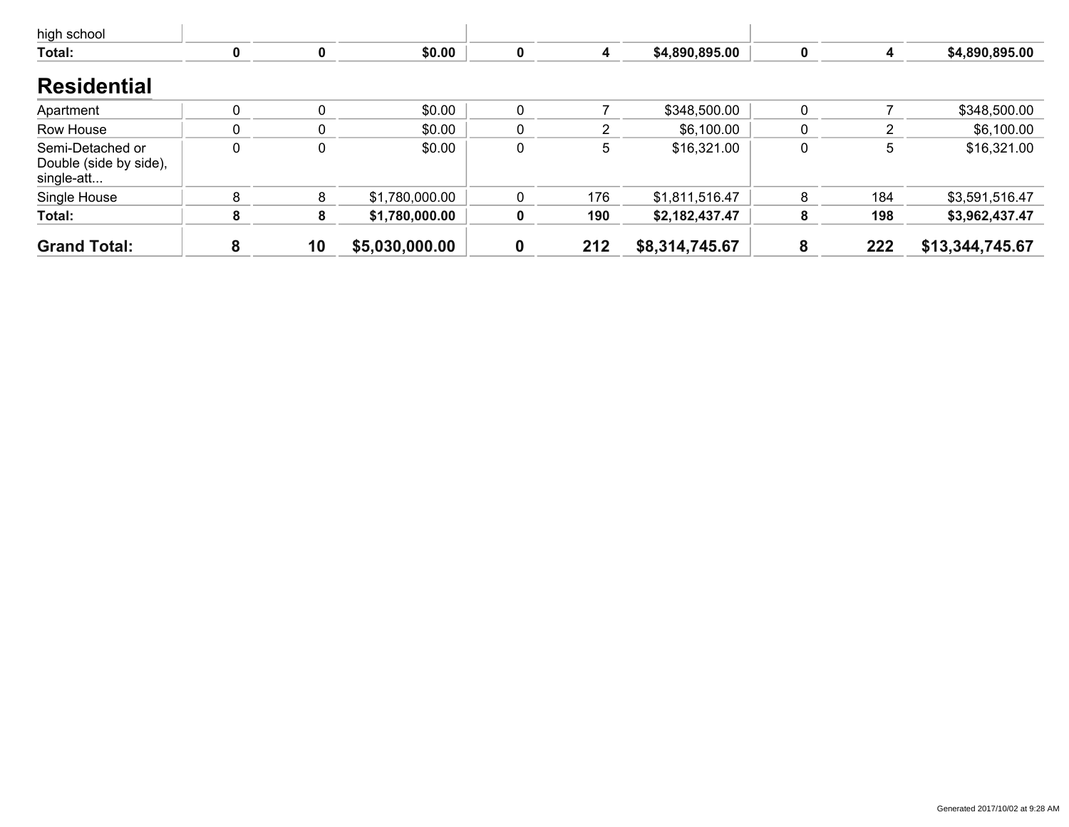| | | | | | | | | | |
|---|---|---|---|---|---|---|---|---|---|
| high school | | | | | | | | | |
| **Total:** | **0** | **0** | **$0.00** | **0** | **4** | **$4,890,895.00** | **0** | **4** | **$4,890,895.00** |

## Residential

| | | | | | | | | | |
|---|---|---|---|---|---|---|---|---|---|
| Apartment | 0 | 0 | $0.00 | 0 | 7 | $348,500.00 | 0 | 7 | $348,500.00 |
| Row House | 0 | 0 | $0.00 | 0 | 2 | $6,100.00 | 0 | 2 | $6,100.00 |
| Semi-Detached or Double (side by side), single-att... | 0 | 0 | $0.00 | 0 | 5 | $16,321.00 | 0 | 5 | $16,321.00 |
| Single House | 8 | 8 | $1,780,000.00 | 0 | 176 | $1,811,516.47 | 8 | 184 | $3,591,516.47 |
| **Total:** | **8** | **8** | **$1,780,000.00** | **0** | **190** | **$2,182,437.47** | **8** | **198** | **$3,962,437.47** |
| **Grand Total:** | **8** | **10** | **$5,030,000.00** | **0** | **212** | **$8,314,745.67** | **8** | **222** | **$13,344,745.67** |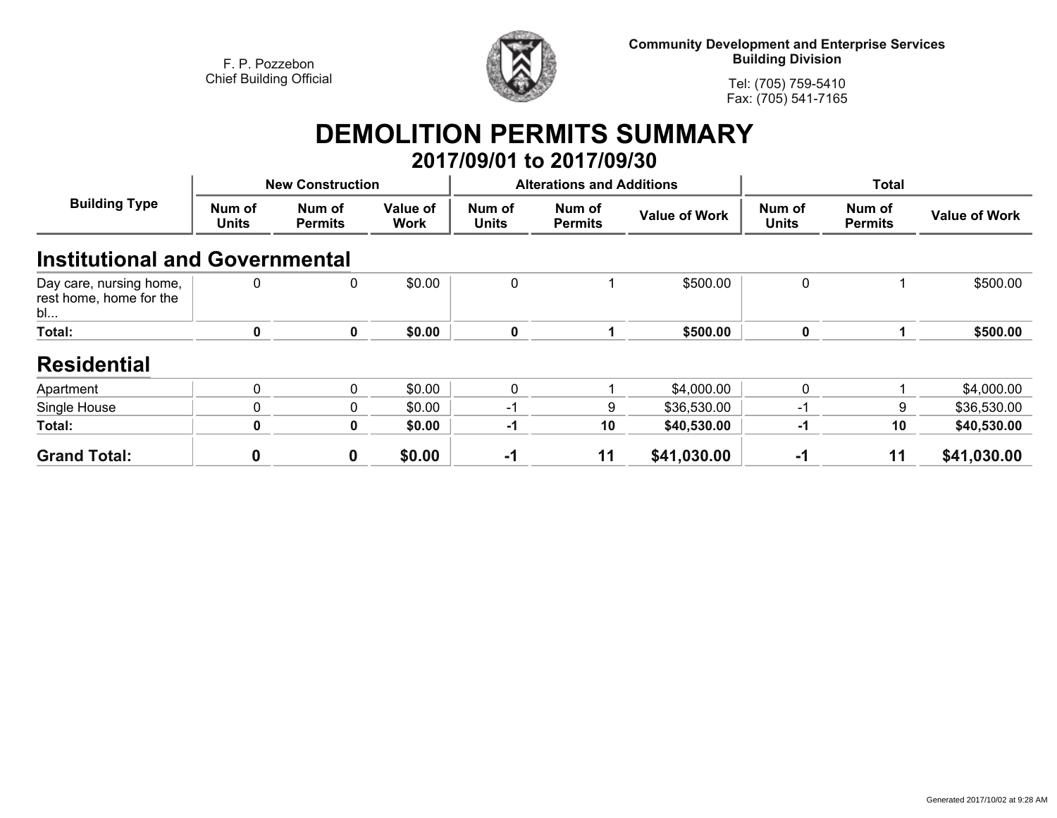F. P. Pozzebon
Chief Building Official

**Community Development and Enterprise Services**
**Building Division**

Tel: (705) 759-5410
Fax: (705) 541-7165

# DEMOLITION PERMITS SUMMARY

## 2017/09/01 to 2017/09/30

| Building Type | New Construction | | | Alterations and Additions | | | Total | | |
|---|---|---|---|---|---|---|---|---|---|
| | Num of Units | Num of Permits | Value of Work | Num of Units | Num of Permits | Value of Work | Num of Units | Num of Permits | Value of Work |
| **Institutional and Governmental** | | | | | | | | | |
| Day care, nursing home, rest home, home for the bl... | 0 | 0 | $0.00 | 0 | 1 | $500.00 | 0 | 1 | $500.00 |
| **Total:** | **0** | **0** | **$0.00** | **0** | **1** | **$500.00** | **0** | **1** | **$500.00** |
| **Residential** | | | | | | | | | |
| Apartment | 0 | 0 | $0.00 | 0 | 1 | $4,000.00 | 0 | 1 | $4,000.00 |
| Single House | 0 | 0 | $0.00 | -1 | 9 | $36,530.00 | -1 | 9 | $36,530.00 |
| **Total:** | **0** | **0** | **$0.00** | **-1** | **10** | **$40,530.00** | **-1** | **10** | **$40,530.00** |
| **Grand Total:** | **0** | **0** | **$0.00** | **-1** | **11** | **$41,030.00** | **-1** | **11** | **$41,030.00** |

Generated 2017/10/02 at 9:28 AM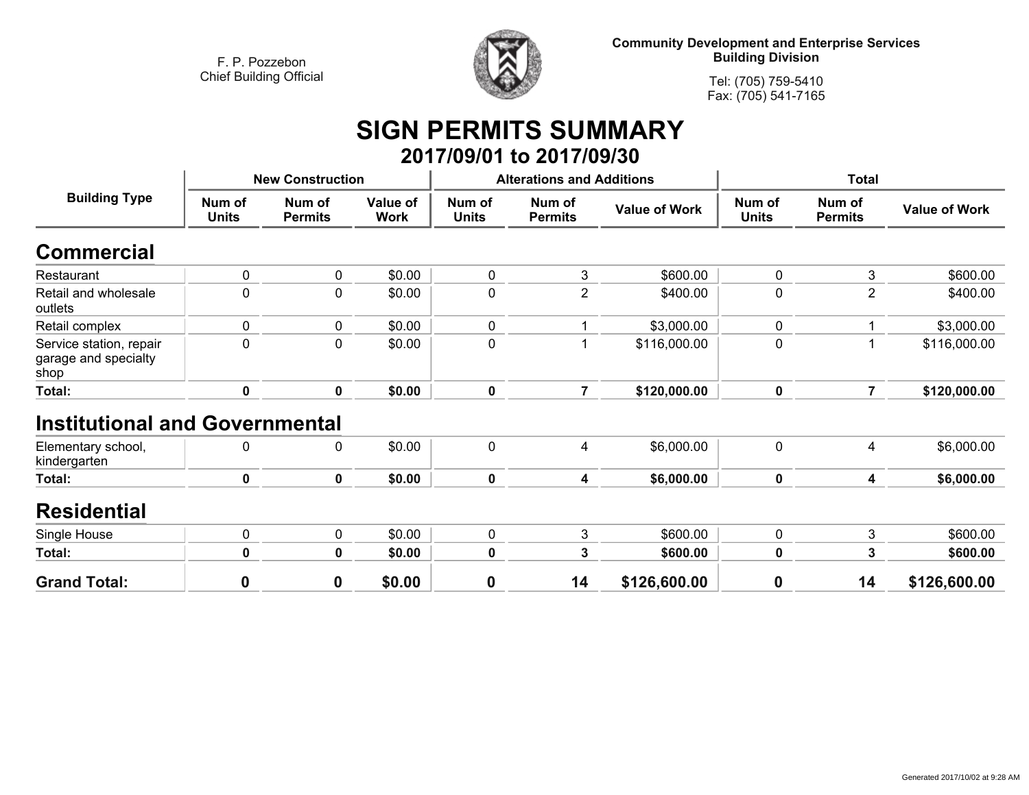F. P. Pozzebon
Chief Building Official

**Community Development and Enterprise Services**
**Building Division**

Tel: (705) 759-5410
Fax: (705) 541-7165

# SIGN PERMITS SUMMARY

## 2017/09/01 to 2017/09/30

| Building Type | New Construction | | | Alterations and Additions | | | Total | | |
|---|---|---|---|---|---|---|---|---|---|
| | Num of Units | Num of Permits | Value of Work | Num of Units | Num of Permits | Value of Work | Num of Units | Num of Permits | Value of Work |
| **Commercial** | | | | | | | | | |
| Restaurant | 0 | 0 | $0.00 | 0 | 3 | $600.00 | 0 | 3 | $600.00 |
| Retail and wholesale outlets | 0 | 0 | $0.00 | 0 | 2 | $400.00 | 0 | 2 | $400.00 |
| Retail complex | 0 | 0 | $0.00 | 0 | 1 | $3,000.00 | 0 | 1 | $3,000.00 |
| Service station, repair garage and specialty shop | 0 | 0 | $0.00 | 0 | 1 | $116,000.00 | 0 | 1 | $116,000.00 |
| **Total:** | **0** | **0** | **$0.00** | **0** | **7** | **$120,000.00** | **0** | **7** | **$120,000.00** |
| **Institutional and Governmental** | | | | | | | | | |
| Elementary school, kindergarten | 0 | 0 | $0.00 | 0 | 4 | $6,000.00 | 0 | 4 | $6,000.00 |
| **Total:** | **0** | **0** | **$0.00** | **0** | **4** | **$6,000.00** | **0** | **4** | **$6,000.00** |
| **Residential** | | | | | | | | | |
| Single House | 0 | 0 | $0.00 | 0 | 3 | $600.00 | 0 | 3 | $600.00 |
| **Total:** | **0** | **0** | **$0.00** | **0** | **3** | **$600.00** | **0** | **3** | **$600.00** |
| **Grand Total:** | **0** | **0** | **$0.00** | **0** | **14** | **$126,600.00** | **0** | **14** | **$126,600.00** |

Generated 2017/10/02 at 9:28 AM